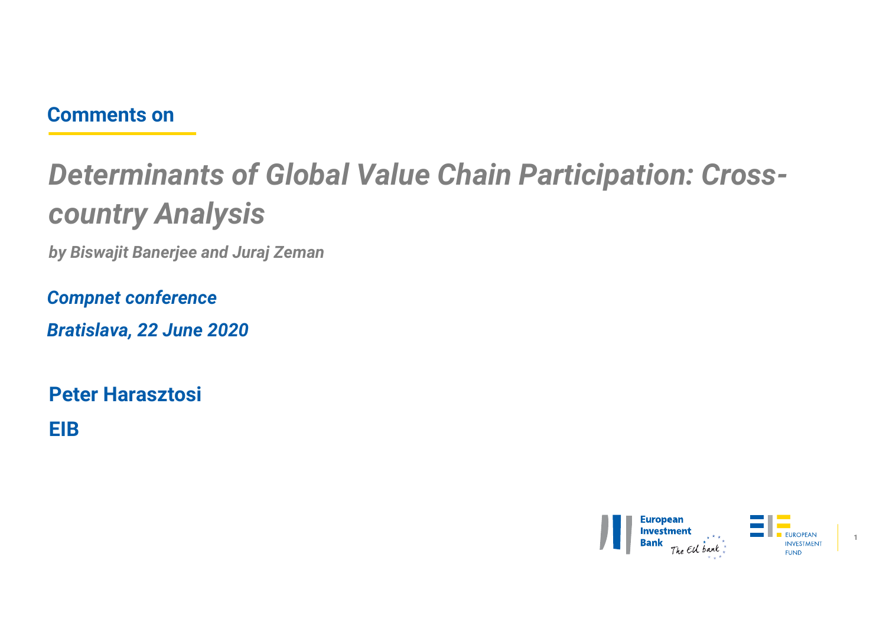**Comments on**

# *Determinants of Global Value Chain Participation: Cross-country Analysis*

***by Biswajit Banerjee and Juraj Zeman***

***Compnet conference***

***Bratislava, 22 June 2020***

**Peter Harasztosi**

**EIB**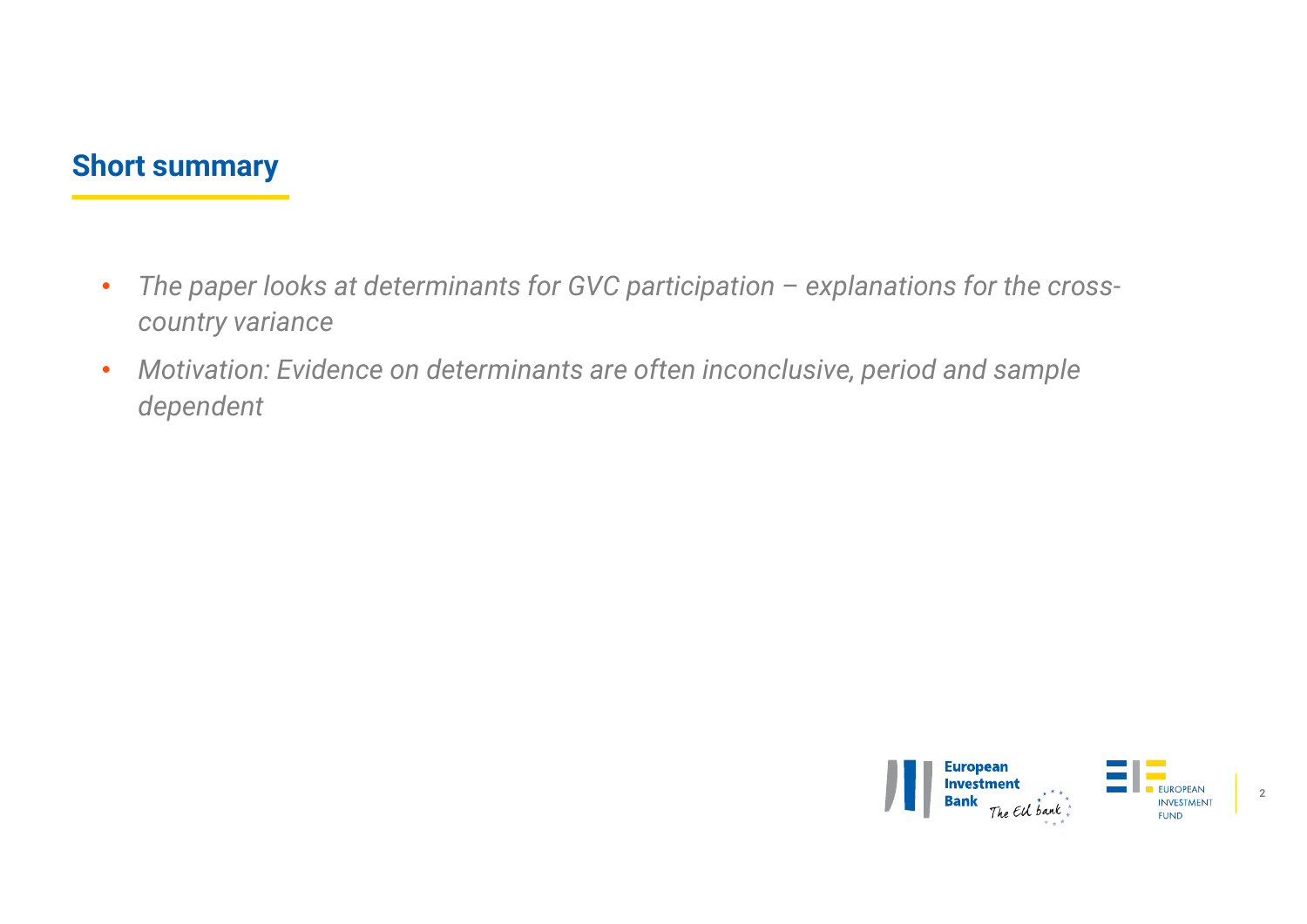## Short summary

- *The paper looks at determinants for GVC participation – explanations for the cross-country variance*
- *Motivation: Evidence on determinants are often inconclusive, period and sample dependent*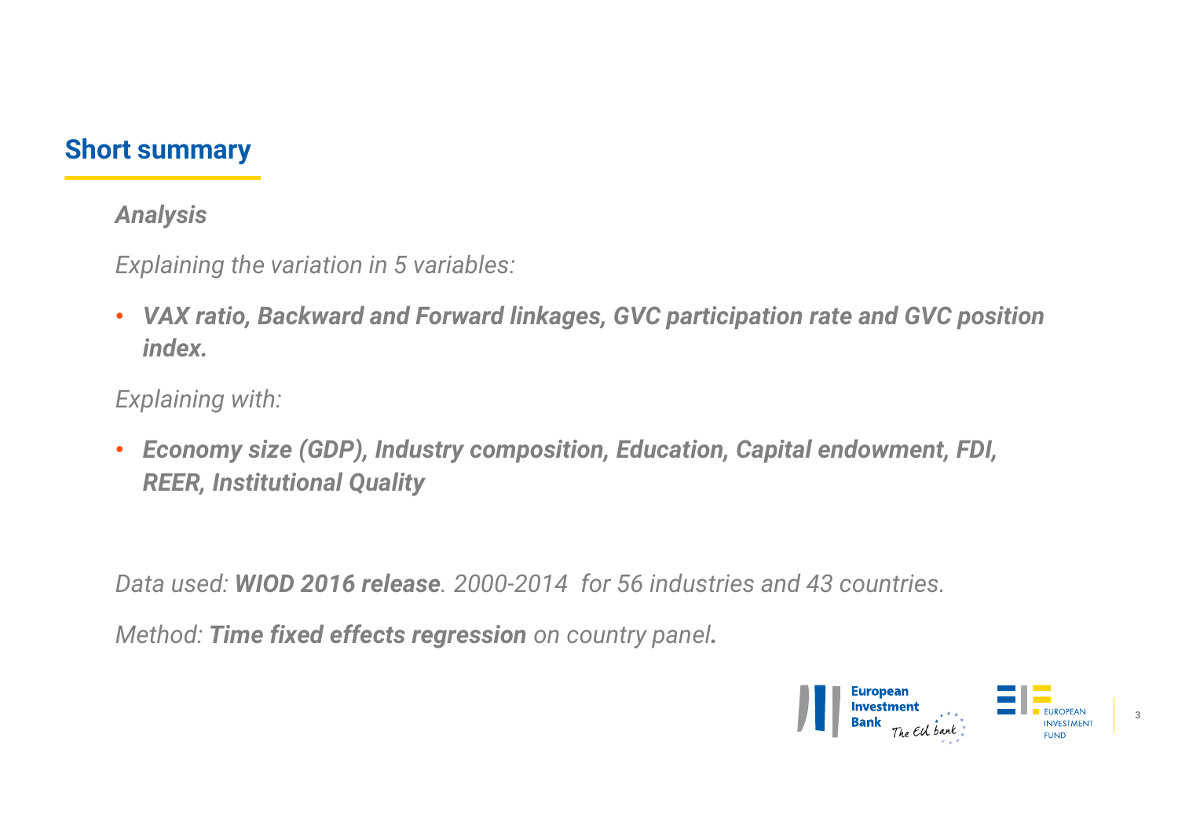## Short summary

***Analysis***

*Explaining the variation in 5 variables:*

- ***VAX ratio, Backward and Forward linkages, GVC participation rate and GVC position index.***

*Explaining with:*

- ***Economy size (GDP), Industry composition, Education, Capital endowment, FDI, REER, Institutional Quality***

*Data used: **WIOD 2016 release**. 2000-2014 for 56 industries and 43 countries.*

*Method: **Time fixed effects regression** on country panel**.***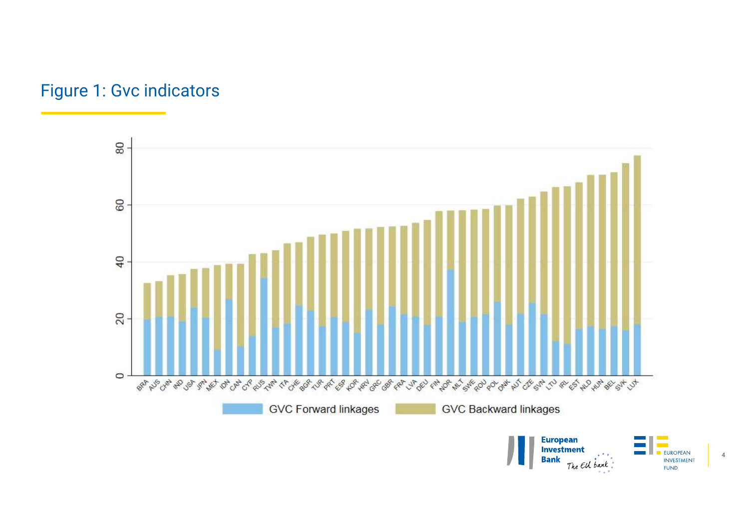# Figure 1: Gvc indicators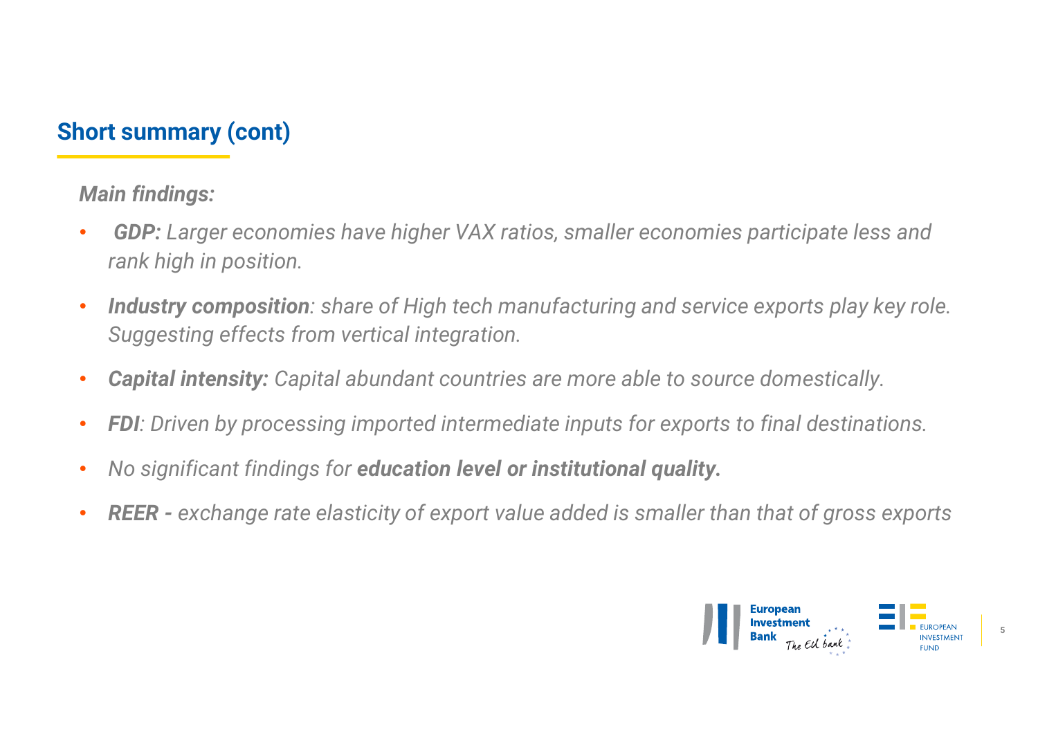## Short summary (cont)

***Main findings:***

- ***GDP:*** *Larger economies have higher VAX ratios, smaller economies participate less and rank high in position.*
- ***Industry composition****: share of High tech manufacturing and service exports play key role. Suggesting effects from vertical integration.*
- ***Capital intensity:*** *Capital abundant countries are more able to source domestically.*
- ***FDI****: Driven by processing imported intermediate inputs for exports to final destinations.*
- *No significant findings for* ***education level or institutional quality.***
- ***REER -*** *exchange rate elasticity of export value added is smaller than that of gross exports*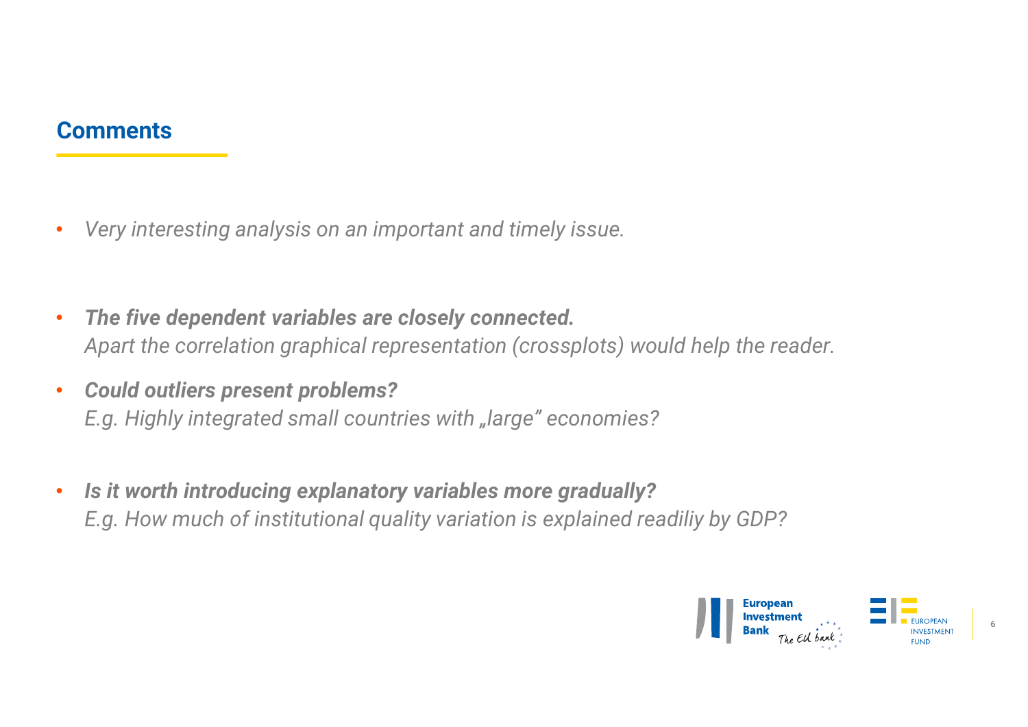## Comments

- *Very interesting analysis on an important and timely issue.*

- ***The five dependent variables are closely connected.***
  *Apart the correlation graphical representation (crossplots) would help the reader.*

- ***Could outliers present problems?***
  *E.g. Highly integrated small countries with „large" economies?*

- ***Is it worth introducing explanatory variables more gradually?***
  *E.g. How much of institutional quality variation is explained readiliy by GDP?*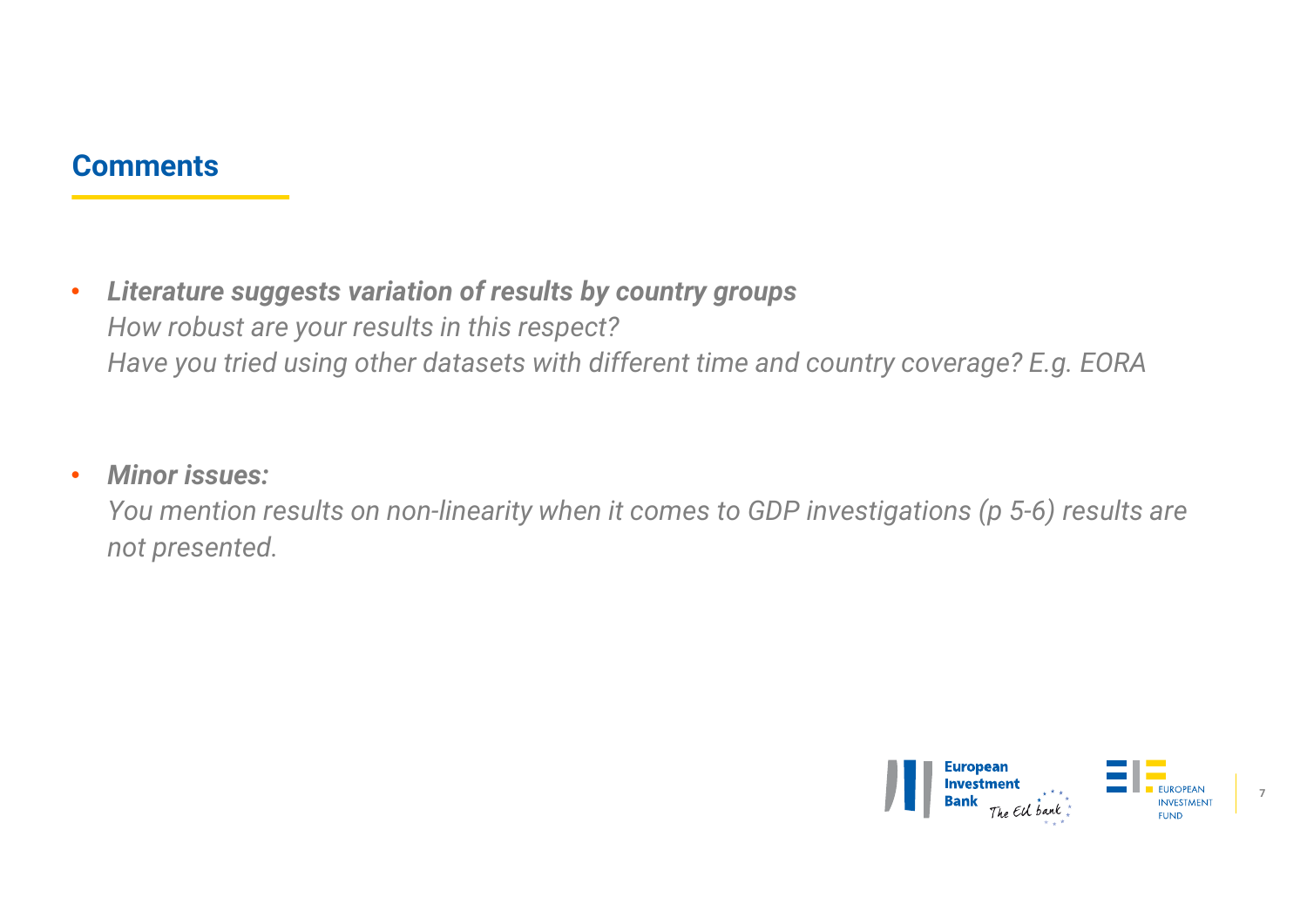## Comments

- ***Literature suggests variation of results by country groups***
  *How robust are your results in this respect?*
  *Have you tried using other datasets with different time and country coverage? E.g. EORA*

- ***Minor issues:***
  *You mention results on non-linearity when it comes to GDP investigations (p 5-6) results are not presented.*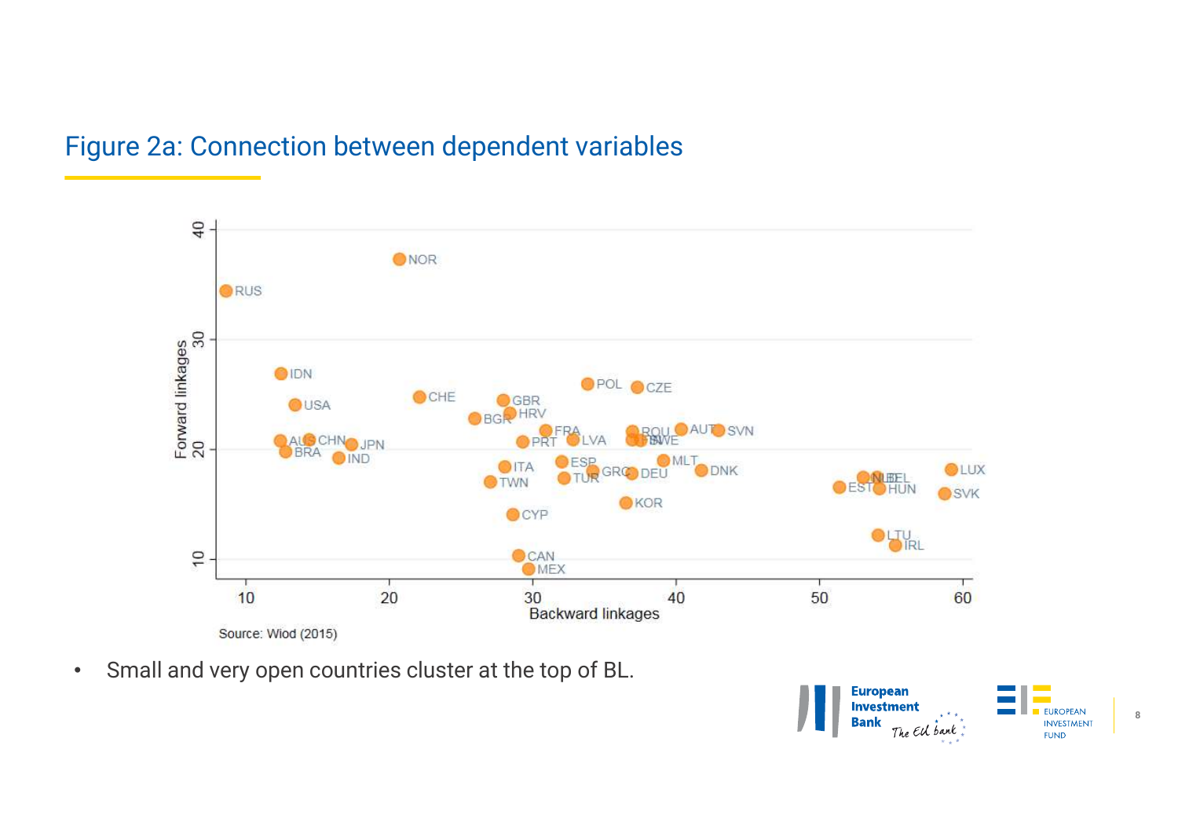## Figure 2a: Connection between dependent variables

Source: Wiod (2015)

- Small and very open countries cluster at the top of BL.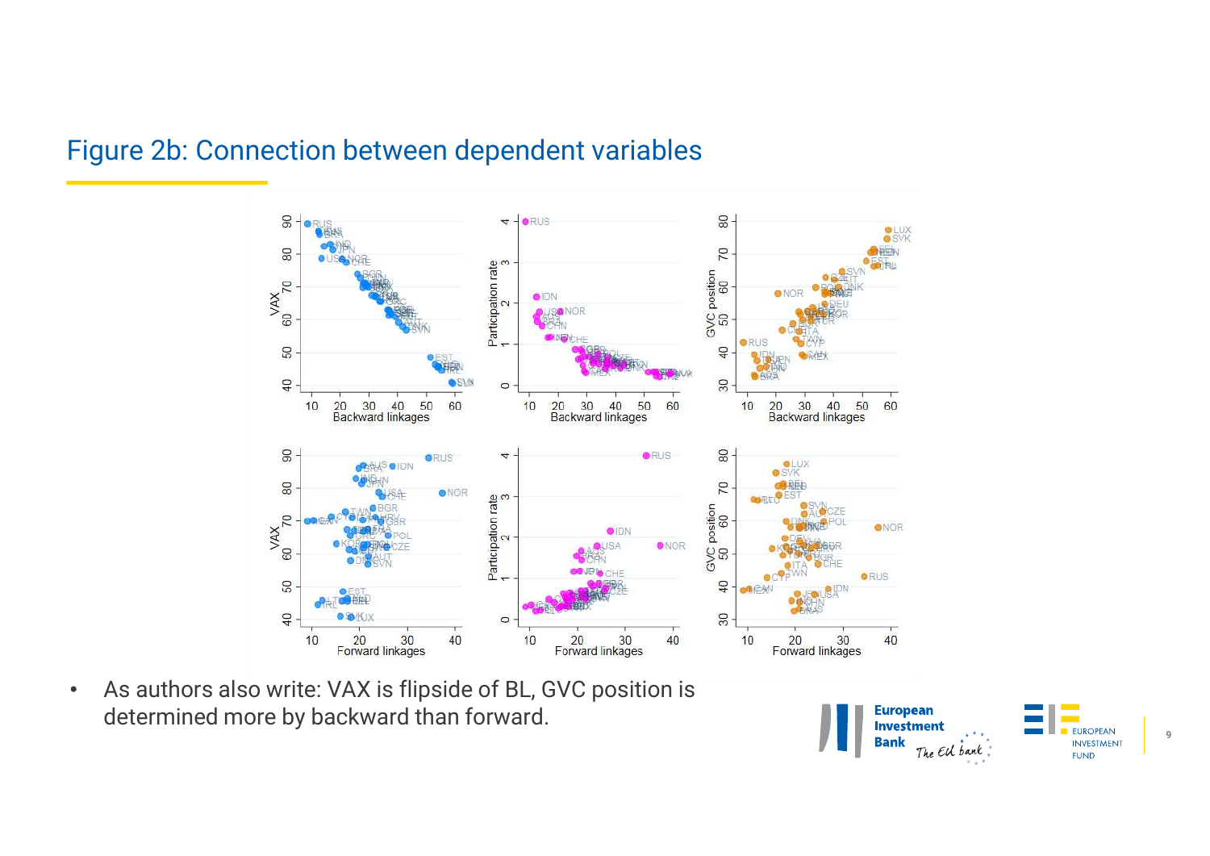# Figure 2b: Connection between dependent variables

- As authors also write: VAX is flipside of BL, GVC position is determined more by backward than forward.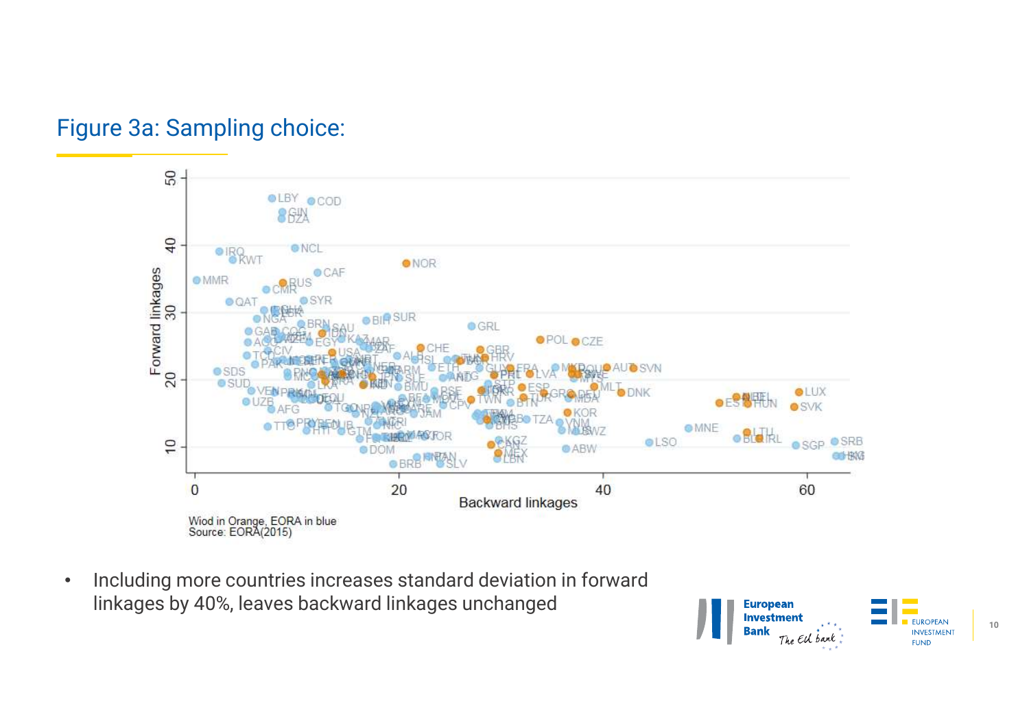## Figure 3a: Sampling choice:

Wiod in Orange, EORA in blue
Source: EORA(2015)

- Including more countries increases standard deviation in forward linkages by 40%, leaves backward linkages unchanged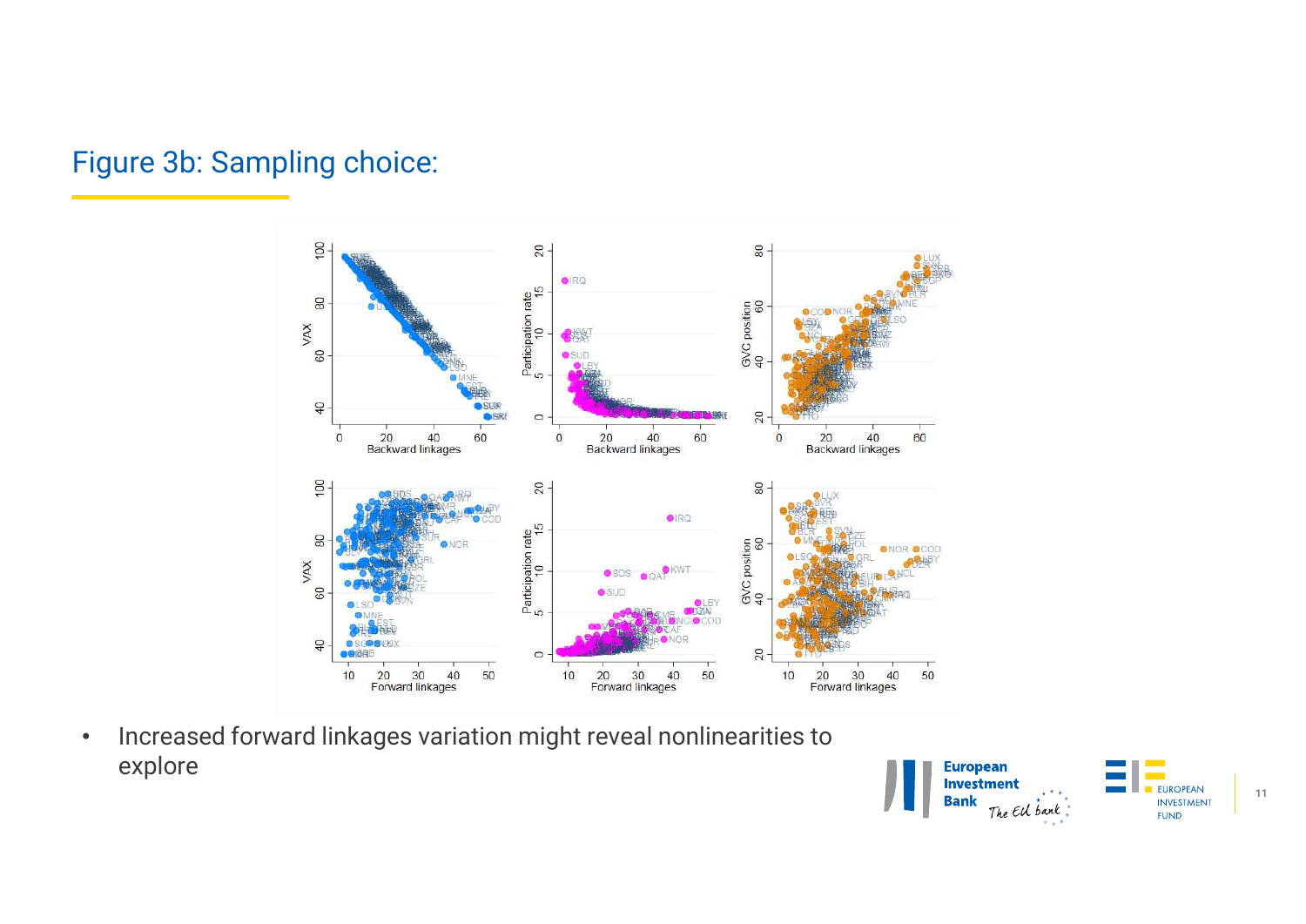# Figure 3b: Sampling choice:

VAX
100
80
60
40
0 20 40 60
Backward linkages

Participation rate
20
15
10
5
0
0 20 40 60
Backward linkages

GVC position
80
60
40
20
0 20 40 60
Backward linkages

VAX
100
80
60
40
10 20 30 40 50
Forward linkages

Participation rate
20
15
10
5
0
10 20 30 40 50
Forward linkages

GVC position
80
60
40
20
10 20 30 40 50
Forward linkages

- Increased forward linkages variation might reveal nonlinearities to explore